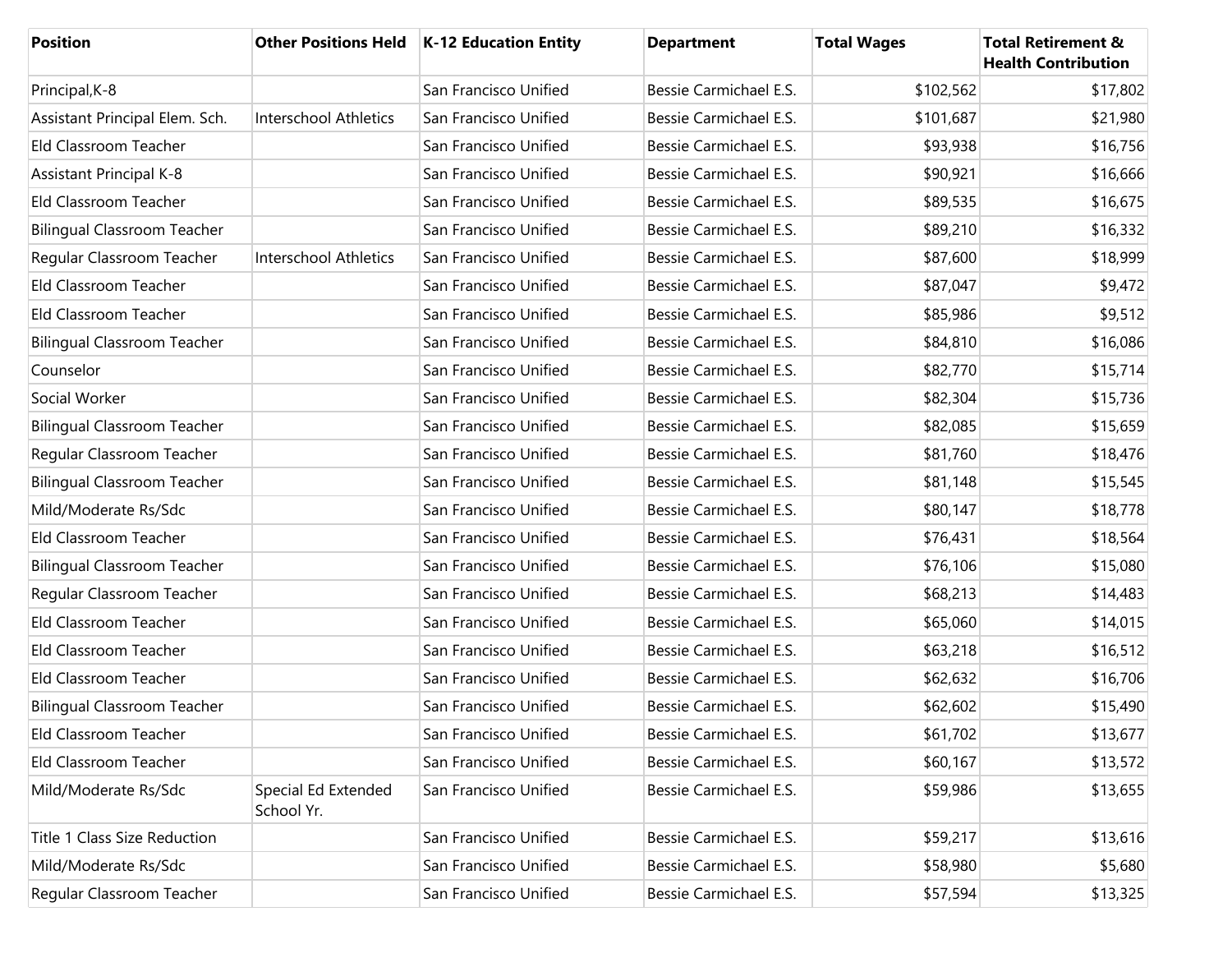| Position | Other Positions Held | K-12 Education Entity | Department | Total Wages | Total Retirement & Health Contribution |
|---|---|---|---|---|---|
| Principal,K-8 | | San Francisco Unified | Bessie Carmichael E.S. | $102,562 | $17,802 |
| Assistant Principal Elem. Sch. | Interschool Athletics | San Francisco Unified | Bessie Carmichael E.S. | $101,687 | $21,980 |
| Eld Classroom Teacher | | San Francisco Unified | Bessie Carmichael E.S. | $93,938 | $16,756 |
| Assistant Principal K-8 | | San Francisco Unified | Bessie Carmichael E.S. | $90,921 | $16,666 |
| Eld Classroom Teacher | | San Francisco Unified | Bessie Carmichael E.S. | $89,535 | $16,675 |
| Bilingual Classroom Teacher | | San Francisco Unified | Bessie Carmichael E.S. | $89,210 | $16,332 |
| Regular Classroom Teacher | Interschool Athletics | San Francisco Unified | Bessie Carmichael E.S. | $87,600 | $18,999 |
| Eld Classroom Teacher | | San Francisco Unified | Bessie Carmichael E.S. | $87,047 | $9,472 |
| Eld Classroom Teacher | | San Francisco Unified | Bessie Carmichael E.S. | $85,986 | $9,512 |
| Bilingual Classroom Teacher | | San Francisco Unified | Bessie Carmichael E.S. | $84,810 | $16,086 |
| Counselor | | San Francisco Unified | Bessie Carmichael E.S. | $82,770 | $15,714 |
| Social Worker | | San Francisco Unified | Bessie Carmichael E.S. | $82,304 | $15,736 |
| Bilingual Classroom Teacher | | San Francisco Unified | Bessie Carmichael E.S. | $82,085 | $15,659 |
| Regular Classroom Teacher | | San Francisco Unified | Bessie Carmichael E.S. | $81,760 | $18,476 |
| Bilingual Classroom Teacher | | San Francisco Unified | Bessie Carmichael E.S. | $81,148 | $15,545 |
| Mild/Moderate Rs/Sdc | | San Francisco Unified | Bessie Carmichael E.S. | $80,147 | $18,778 |
| Eld Classroom Teacher | | San Francisco Unified | Bessie Carmichael E.S. | $76,431 | $18,564 |
| Bilingual Classroom Teacher | | San Francisco Unified | Bessie Carmichael E.S. | $76,106 | $15,080 |
| Regular Classroom Teacher | | San Francisco Unified | Bessie Carmichael E.S. | $68,213 | $14,483 |
| Eld Classroom Teacher | | San Francisco Unified | Bessie Carmichael E.S. | $65,060 | $14,015 |
| Eld Classroom Teacher | | San Francisco Unified | Bessie Carmichael E.S. | $63,218 | $16,512 |
| Eld Classroom Teacher | | San Francisco Unified | Bessie Carmichael E.S. | $62,632 | $16,706 |
| Bilingual Classroom Teacher | | San Francisco Unified | Bessie Carmichael E.S. | $62,602 | $15,490 |
| Eld Classroom Teacher | | San Francisco Unified | Bessie Carmichael E.S. | $61,702 | $13,677 |
| Eld Classroom Teacher | | San Francisco Unified | Bessie Carmichael E.S. | $60,167 | $13,572 |
| Mild/Moderate Rs/Sdc | Special Ed Extended School Yr. | San Francisco Unified | Bessie Carmichael E.S. | $59,986 | $13,655 |
| Title 1 Class Size Reduction | | San Francisco Unified | Bessie Carmichael E.S. | $59,217 | $13,616 |
| Mild/Moderate Rs/Sdc | | San Francisco Unified | Bessie Carmichael E.S. | $58,980 | $5,680 |
| Regular Classroom Teacher | | San Francisco Unified | Bessie Carmichael E.S. | $57,594 | $13,325 |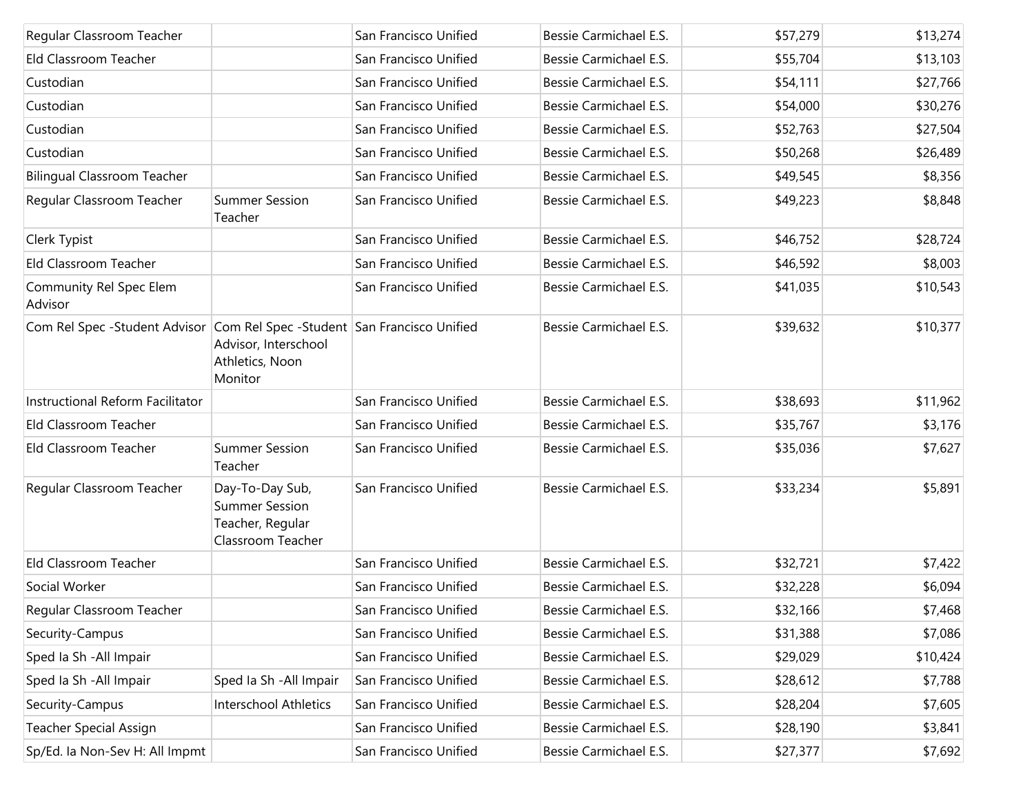| | | | | | |
|---|---|---|---|---|---|
| Regular Classroom Teacher | | San Francisco Unified | Bessie Carmichael E.S. | $57,279 | $13,274 |
| Eld Classroom Teacher | | San Francisco Unified | Bessie Carmichael E.S. | $55,704 | $13,103 |
| Custodian | | San Francisco Unified | Bessie Carmichael E.S. | $54,111 | $27,766 |
| Custodian | | San Francisco Unified | Bessie Carmichael E.S. | $54,000 | $30,276 |
| Custodian | | San Francisco Unified | Bessie Carmichael E.S. | $52,763 | $27,504 |
| Custodian | | San Francisco Unified | Bessie Carmichael E.S. | $50,268 | $26,489 |
| Bilingual Classroom Teacher | | San Francisco Unified | Bessie Carmichael E.S. | $49,545 | $8,356 |
| Regular Classroom Teacher | Summer Session Teacher | San Francisco Unified | Bessie Carmichael E.S. | $49,223 | $8,848 |
| Clerk Typist | | San Francisco Unified | Bessie Carmichael E.S. | $46,752 | $28,724 |
| Eld Classroom Teacher | | San Francisco Unified | Bessie Carmichael E.S. | $46,592 | $8,003 |
| Community Rel Spec Elem Advisor | | San Francisco Unified | Bessie Carmichael E.S. | $41,035 | $10,543 |
| Com Rel Spec -Student Advisor | Com Rel Spec -Student Advisor, Interschool Athletics, Noon Monitor | San Francisco Unified | Bessie Carmichael E.S. | $39,632 | $10,377 |
| Instructional Reform Facilitator | | San Francisco Unified | Bessie Carmichael E.S. | $38,693 | $11,962 |
| Eld Classroom Teacher | | San Francisco Unified | Bessie Carmichael E.S. | $35,767 | $3,176 |
| Eld Classroom Teacher | Summer Session Teacher | San Francisco Unified | Bessie Carmichael E.S. | $35,036 | $7,627 |
| Regular Classroom Teacher | Day-To-Day Sub, Summer Session Teacher, Regular Classroom Teacher | San Francisco Unified | Bessie Carmichael E.S. | $33,234 | $5,891 |
| Eld Classroom Teacher | | San Francisco Unified | Bessie Carmichael E.S. | $32,721 | $7,422 |
| Social Worker | | San Francisco Unified | Bessie Carmichael E.S. | $32,228 | $6,094 |
| Regular Classroom Teacher | | San Francisco Unified | Bessie Carmichael E.S. | $32,166 | $7,468 |
| Security-Campus | | San Francisco Unified | Bessie Carmichael E.S. | $31,388 | $7,086 |
| Sped Ia Sh -All Impair | | San Francisco Unified | Bessie Carmichael E.S. | $29,029 | $10,424 |
| Sped Ia Sh -All Impair | Sped Ia Sh -All Impair | San Francisco Unified | Bessie Carmichael E.S. | $28,612 | $7,788 |
| Security-Campus | Interschool Athletics | San Francisco Unified | Bessie Carmichael E.S. | $28,204 | $7,605 |
| Teacher Special Assign | | San Francisco Unified | Bessie Carmichael E.S. | $28,190 | $3,841 |
| Sp/Ed. Ia Non-Sev H: All Impmt | | San Francisco Unified | Bessie Carmichael E.S. | $27,377 | $7,692 |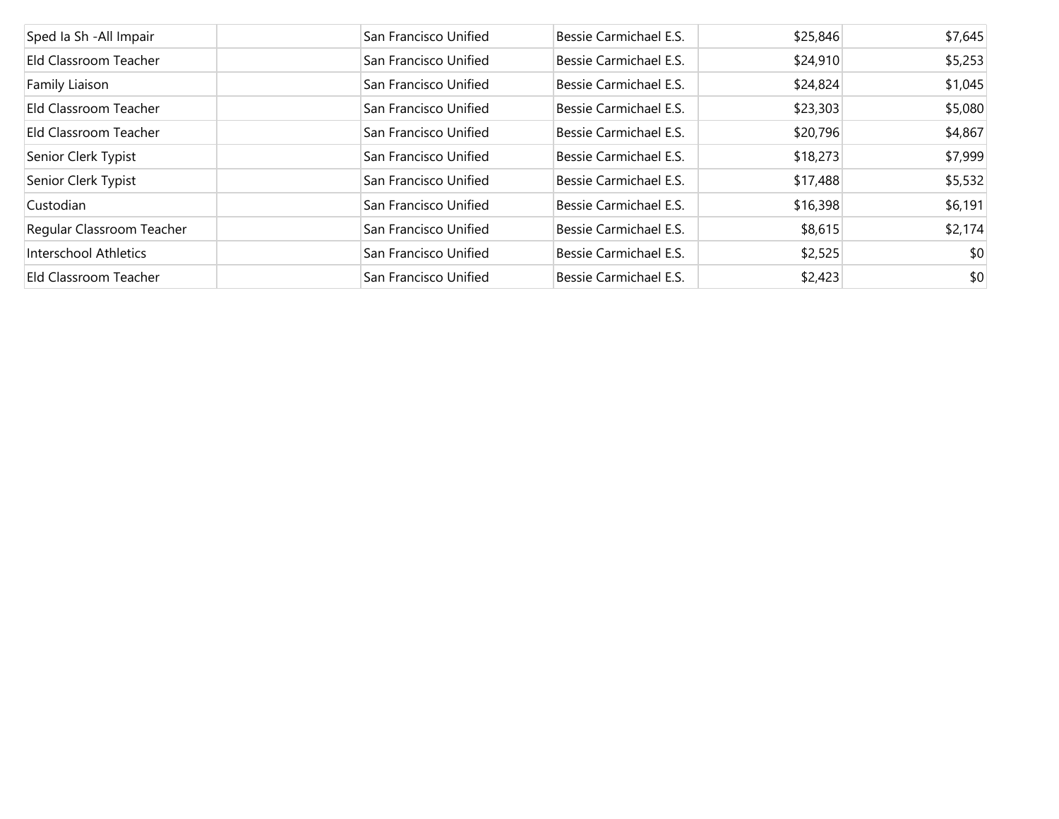| | | | | | |
|---|---|---|---|---|---|
| Sped Ia Sh -All Impair | | San Francisco Unified | Bessie Carmichael E.S. | $25,846 | $7,645 |
| Eld Classroom Teacher | | San Francisco Unified | Bessie Carmichael E.S. | $24,910 | $5,253 |
| Family Liaison | | San Francisco Unified | Bessie Carmichael E.S. | $24,824 | $1,045 |
| Eld Classroom Teacher | | San Francisco Unified | Bessie Carmichael E.S. | $23,303 | $5,080 |
| Eld Classroom Teacher | | San Francisco Unified | Bessie Carmichael E.S. | $20,796 | $4,867 |
| Senior Clerk Typist | | San Francisco Unified | Bessie Carmichael E.S. | $18,273 | $7,999 |
| Senior Clerk Typist | | San Francisco Unified | Bessie Carmichael E.S. | $17,488 | $5,532 |
| Custodian | | San Francisco Unified | Bessie Carmichael E.S. | $16,398 | $6,191 |
| Regular Classroom Teacher | | San Francisco Unified | Bessie Carmichael E.S. | $8,615 | $2,174 |
| Interschool Athletics | | San Francisco Unified | Bessie Carmichael E.S. | $2,525 | $0 |
| Eld Classroom Teacher | | San Francisco Unified | Bessie Carmichael E.S. | $2,423 | $0 |